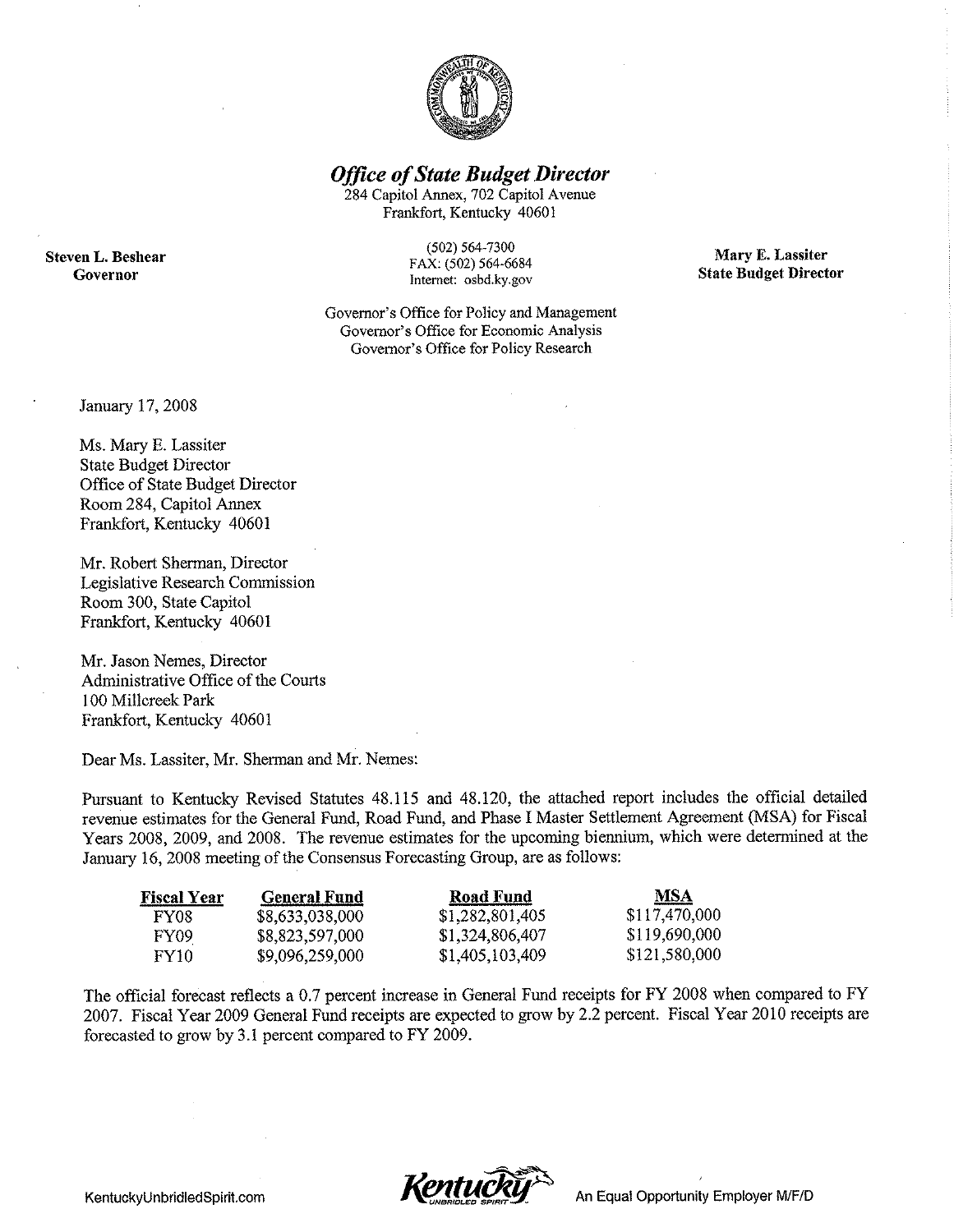# *Office of State Budget Director*

284 Capitol Annex, 702 Capitol Avenue
Frankfort, Kentucky 40601

(502) 564-7300
FAX: (502) 564-6684
Internet: osbd.ky.gov

**Steven L. Beshear**
**Governor**

**Mary E. Lassiter**
**State Budget Director**

Governor's Office for Policy and Management
Governor's Office for Economic Analysis
Governor's Office for Policy Research

January 17, 2008

Ms. Mary E. Lassiter
State Budget Director
Office of State Budget Director
Room 284, Capitol Annex
Frankfort, Kentucky 40601

Mr. Robert Sherman, Director
Legislative Research Commission
Room 300, State Capitol
Frankfort, Kentucky 40601

Mr. Jason Nemes, Director
Administrative Office of the Courts
100 Millcreek Park
Frankfort, Kentucky 40601

Dear Ms. Lassiter, Mr. Sherman and Mr. Nemes:

Pursuant to Kentucky Revised Statutes 48.115 and 48.120, the attached report includes the official detailed revenue estimates for the General Fund, Road Fund, and Phase I Master Settlement Agreement (MSA) for Fiscal Years 2008, 2009, and 2008. The revenue estimates for the upcoming biennium, which were determined at the January 16, 2008 meeting of the Consensus Forecasting Group, are as follows:

| Fiscal Year | General Fund | Road Fund | MSA |
|---|---|---|---|
| FY08 | $8,633,038,000 | $1,282,801,405 | $117,470,000 |
| FY09 | $8,823,597,000 | $1,324,806,407 | $119,690,000 |
| FY10 | $9,096,259,000 | $1,405,103,409 | $121,580,000 |

The official forecast reflects a 0.7 percent increase in General Fund receipts for FY 2008 when compared to FY 2007. Fiscal Year 2009 General Fund receipts are expected to grow by 2.2 percent. Fiscal Year 2010 receipts are forecasted to grow by 3.1 percent compared to FY 2009.

KentuckyUnbridledSpirit.com — An Equal Opportunity Employer M/F/D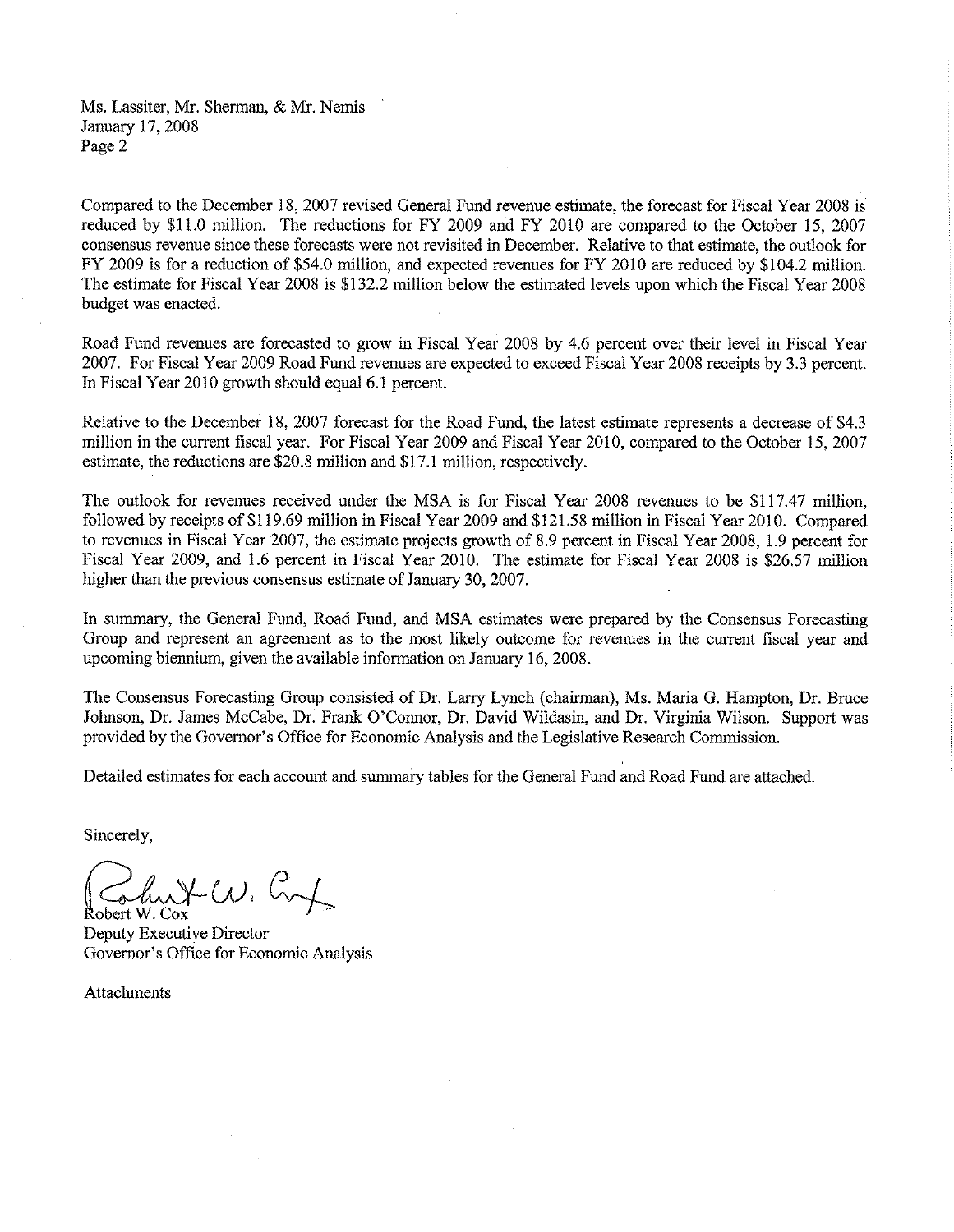Ms. Lassiter, Mr. Sherman, & Mr. Nemis
January 17, 2008
Page 2

Compared to the December 18, 2007 revised General Fund revenue estimate, the forecast for Fiscal Year 2008 is reduced by $11.0 million. The reductions for FY 2009 and FY 2010 are compared to the October 15, 2007 consensus revenue since these forecasts were not revisited in December. Relative to that estimate, the outlook for FY 2009 is for a reduction of $54.0 million, and expected revenues for FY 2010 are reduced by $104.2 million. The estimate for Fiscal Year 2008 is $132.2 million below the estimated levels upon which the Fiscal Year 2008 budget was enacted.

Road Fund revenues are forecasted to grow in Fiscal Year 2008 by 4.6 percent over their level in Fiscal Year 2007. For Fiscal Year 2009 Road Fund revenues are expected to exceed Fiscal Year 2008 receipts by 3.3 percent. In Fiscal Year 2010 growth should equal 6.1 percent.

Relative to the December 18, 2007 forecast for the Road Fund, the latest estimate represents a decrease of $4.3 million in the current fiscal year. For Fiscal Year 2009 and Fiscal Year 2010, compared to the October 15, 2007 estimate, the reductions are $20.8 million and $17.1 million, respectively.

The outlook for revenues received under the MSA is for Fiscal Year 2008 revenues to be $117.47 million, followed by receipts of $119.69 million in Fiscal Year 2009 and $121.58 million in Fiscal Year 2010. Compared to revenues in Fiscal Year 2007, the estimate projects growth of 8.9 percent in Fiscal Year 2008, 1.9 percent for Fiscal Year 2009, and 1.6 percent in Fiscal Year 2010. The estimate for Fiscal Year 2008 is $26.57 million higher than the previous consensus estimate of January 30, 2007.

In summary, the General Fund, Road Fund, and MSA estimates were prepared by the Consensus Forecasting Group and represent an agreement as to the most likely outcome for revenues in the current fiscal year and upcoming biennium, given the available information on January 16, 2008.

The Consensus Forecasting Group consisted of Dr. Larry Lynch (chairman), Ms. Maria G. Hampton, Dr. Bruce Johnson, Dr. James McCabe, Dr. Frank O'Connor, Dr. David Wildasin, and Dr. Virginia Wilson. Support was provided by the Governor's Office for Economic Analysis and the Legislative Research Commission.

Detailed estimates for each account and summary tables for the General Fund and Road Fund are attached.

Sincerely,

Robert W. Cox
Deputy Executive Director
Governor's Office for Economic Analysis

Attachments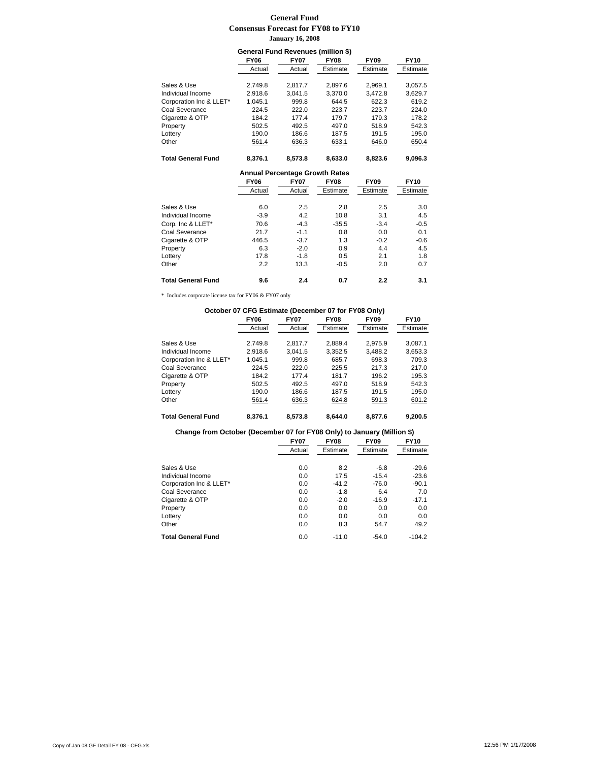# General Fund
## Consensus Forecast for FY08 to FY10
### January 16, 2008

**General Fund Revenues (million $)**

| | FY06 | FY07 | FY08 | FY09 | FY10 |
|---|---|---|---|---|---|
| | Actual | Actual | Estimate | Estimate | Estimate |
| Sales & Use | 2,749.8 | 2,817.7 | 2,897.6 | 2,969.1 | 3,057.5 |
| Individual Income | 2,918.6 | 3,041.5 | 3,370.0 | 3,472.8 | 3,629.7 |
| Corporation Inc & LLET* | 1,045.1 | 999.8 | 644.5 | 622.3 | 619.2 |
| Coal Severance | 224.5 | 222.0 | 223.7 | 223.7 | 224.0 |
| Cigarette & OTP | 184.2 | 177.4 | 179.7 | 179.3 | 178.2 |
| Property | 502.5 | 492.5 | 497.0 | 518.9 | 542.3 |
| Lottery | 190.0 | 186.6 | 187.5 | 191.5 | 195.0 |
| Other | 561.4 | 636.3 | 633.1 | 646.0 | 650.4 |
| **Total General Fund** | **8,376.1** | **8,573.8** | **8,633.0** | **8,823.6** | **9,096.3** |

**Annual Percentage Growth Rates**

| | FY06 | FY07 | FY08 | FY09 | FY10 |
|---|---|---|---|---|---|
| | Actual | Actual | Estimate | Estimate | Estimate |
| Sales & Use | 6.0 | 2.5 | 2.8 | 2.5 | 3.0 |
| Individual Income | -3.9 | 4.2 | 10.8 | 3.1 | 4.5 |
| Corp. Inc & LLET* | 70.6 | -4.3 | -35.5 | -3.4 | -0.5 |
| Coal Severance | 21.7 | -1.1 | 0.8 | 0.0 | 0.1 |
| Cigarette & OTP | 446.5 | -3.7 | 1.3 | -0.2 | -0.6 |
| Property | 6.3 | -2.0 | 0.9 | 4.4 | 4.5 |
| Lottery | 17.8 | -1.8 | 0.5 | 2.1 | 1.8 |
| Other | 2.2 | 13.3 | -0.5 | 2.0 | 0.7 |
| **Total General Fund** | **9.6** | **2.4** | **0.7** | **2.2** | **3.1** |

\* Includes corporate license tax for FY06 & FY07 only

**October 07 CFG Estimate (December 07 for FY08 Only)**

| | FY06 | FY07 | FY08 | FY09 | FY10 |
|---|---|---|---|---|---|
| | Actual | Actual | Estimate | Estimate | Estimate |
| Sales & Use | 2,749.8 | 2,817.7 | 2,889.4 | 2,975.9 | 3,087.1 |
| Individual Income | 2,918.6 | 3,041.5 | 3,352.5 | 3,488.2 | 3,653.3 |
| Corporation Inc & LLET* | 1,045.1 | 999.8 | 685.7 | 698.3 | 709.3 |
| Coal Severance | 224.5 | 222.0 | 225.5 | 217.3 | 217.0 |
| Cigarette & OTP | 184.2 | 177.4 | 181.7 | 196.2 | 195.3 |
| Property | 502.5 | 492.5 | 497.0 | 518.9 | 542.3 |
| Lottery | 190.0 | 186.6 | 187.5 | 191.5 | 195.0 |
| Other | 561.4 | 636.3 | 624.8 | 591.3 | 601.2 |
| **Total General Fund** | **8,376.1** | **8,573.8** | **8,644.0** | **8,877.6** | **9,200.5** |

**Change from October (December 07 for FY08 Only) to January (Million $)**

| | FY07 | FY08 | FY09 | FY10 |
|---|---|---|---|---|
| | Actual | Estimate | Estimate | Estimate |
| Sales & Use | 0.0 | 8.2 | -6.8 | -29.6 |
| Individual Income | 0.0 | 17.5 | -15.4 | -23.6 |
| Corporation Inc & LLET* | 0.0 | -41.2 | -76.0 | -90.1 |
| Coal Severance | 0.0 | -1.8 | 6.4 | 7.0 |
| Cigarette & OTP | 0.0 | -2.0 | -16.9 | -17.1 |
| Property | 0.0 | 0.0 | 0.0 | 0.0 |
| Lottery | 0.0 | 0.0 | 0.0 | 0.0 |
| Other | 0.0 | 8.3 | 54.7 | 49.2 |
| **Total General Fund** | 0.0 | -11.0 | -54.0 | -104.2 |

Copy of Jan 08 GF Detail FY 08 - CFG.xls 12:56 PM 1/17/2008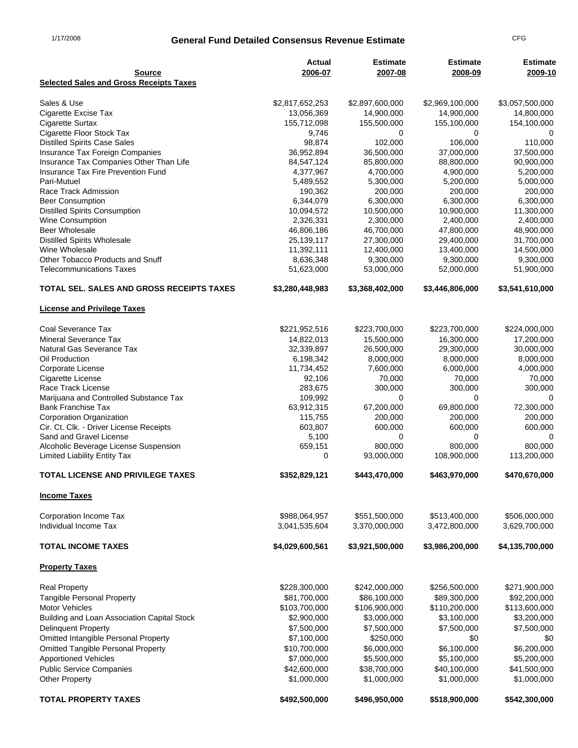# General Fund Detailed Consensus Revenue Estimate

1/17/2008 CFG

| Source | Actual 2006-07 | Estimate 2007-08 | Estimate 2008-09 | Estimate 2009-10 |
|---|---|---|---|---|
| **Selected Sales and Gross Receipts Taxes** | | | | |
| Sales & Use | $2,817,652,253 | $2,897,600,000 | $2,969,100,000 | $3,057,500,000 |
| Cigarette Excise Tax | 13,056,369 | 14,900,000 | 14,900,000 | 14,800,000 |
| Cigarette Surtax | 155,712,098 | 155,500,000 | 155,100,000 | 154,100,000 |
| Cigarette Floor Stock Tax | 9,746 | 0 | 0 | 0 |
| Distilled Spirits Case Sales | 98,874 | 102,000 | 106,000 | 110,000 |
| Insurance Tax Foreign Companies | 36,952,894 | 36,500,000 | 37,000,000 | 37,500,000 |
| Insurance Tax Companies Other Than Life | 84,547,124 | 85,800,000 | 88,800,000 | 90,900,000 |
| Insurance Tax Fire Prevention Fund | 4,377,967 | 4,700,000 | 4,900,000 | 5,200,000 |
| Pari-Mutuel | 5,489,552 | 5,300,000 | 5,200,000 | 5,000,000 |
| Race Track Admission | 190,362 | 200,000 | 200,000 | 200,000 |
| Beer Consumption | 6,344,079 | 6,300,000 | 6,300,000 | 6,300,000 |
| Distilled Spirits Consumption | 10,094,572 | 10,500,000 | 10,900,000 | 11,300,000 |
| Wine Consumption | 2,326,331 | 2,300,000 | 2,400,000 | 2,400,000 |
| Beer Wholesale | 46,806,186 | 46,700,000 | 47,800,000 | 48,900,000 |
| Distilled Spirits Wholesale | 25,139,117 | 27,300,000 | 29,400,000 | 31,700,000 |
| Wine Wholesale | 11,392,111 | 12,400,000 | 13,400,000 | 14,500,000 |
| Other Tobacco Products and Snuff | 8,636,348 | 9,300,000 | 9,300,000 | 9,300,000 |
| Telecommunications Taxes | 51,623,000 | 53,000,000 | 52,000,000 | 51,900,000 |
| **TOTAL SEL. SALES AND GROSS RECEIPTS TAXES** | **$3,280,448,983** | **$3,368,402,000** | **$3,446,806,000** | **$3,541,610,000** |
| **License and Privilege Taxes** | | | | |
| Coal Severance Tax | $221,952,516 | $223,700,000 | $223,700,000 | $224,000,000 |
| Mineral Severance Tax | 14,822,013 | 15,500,000 | 16,300,000 | 17,200,000 |
| Natural Gas Severance Tax | 32,339,897 | 26,500,000 | 29,300,000 | 30,000,000 |
| Oil Production | 6,198,342 | 8,000,000 | 8,000,000 | 8,000,000 |
| Corporate License | 11,734,452 | 7,600,000 | 6,000,000 | 4,000,000 |
| Cigarette License | 92,106 | 70,000 | 70,000 | 70,000 |
| Race Track License | 283,675 | 300,000 | 300,000 | 300,000 |
| Marijuana and Controlled Substance Tax | 109,992 | 0 | 0 | 0 |
| Bank Franchise Tax | 63,912,315 | 67,200,000 | 69,800,000 | 72,300,000 |
| Corporation Organization | 115,755 | 200,000 | 200,000 | 200,000 |
| Cir. Ct. Clk. - Driver License Receipts | 603,807 | 600,000 | 600,000 | 600,000 |
| Sand and Gravel License | 5,100 | 0 | 0 | 0 |
| Alcoholic Beverage License Suspension | 659,151 | 800,000 | 800,000 | 800,000 |
| Limited Liability Entity Tax | 0 | 93,000,000 | 108,900,000 | 113,200,000 |
| **TOTAL LICENSE AND PRIVILEGE TAXES** | **$352,829,121** | **$443,470,000** | **$463,970,000** | **$470,670,000** |
| **Income Taxes** | | | | |
| Corporation Income Tax | $988,064,957 | $551,500,000 | $513,400,000 | $506,000,000 |
| Individual Income Tax | 3,041,535,604 | 3,370,000,000 | 3,472,800,000 | 3,629,700,000 |
| **TOTAL INCOME TAXES** | **$4,029,600,561** | **$3,921,500,000** | **$3,986,200,000** | **$4,135,700,000** |
| **Property Taxes** | | | | |
| Real Property | $228,300,000 | $242,000,000 | $256,500,000 | $271,900,000 |
| Tangible Personal Property | $81,700,000 | $86,100,000 | $89,300,000 | $92,200,000 |
| Motor Vehicles | $103,700,000 | $106,900,000 | $110,200,000 | $113,600,000 |
| Building and Loan Association Capital Stock | $2,900,000 | $3,000,000 | $3,100,000 | $3,200,000 |
| Delinquent Property | $7,500,000 | $7,500,000 | $7,500,000 | $7,500,000 |
| Omitted Intangible Personal Property | $7,100,000 | $250,000 | $0 | $0 |
| Omitted Tangible Personal Property | $10,700,000 | $6,000,000 | $6,100,000 | $6,200,000 |
| Apportioned Vehicles | $7,000,000 | $5,500,000 | $5,100,000 | $5,200,000 |
| Public Service Companies | $42,600,000 | $38,700,000 | $40,100,000 | $41,500,000 |
| Other Property | $1,000,000 | $1,000,000 | $1,000,000 | $1,000,000 |
| **TOTAL PROPERTY TAXES** | **$492,500,000** | **$496,950,000** | **$518,900,000** | **$542,300,000** |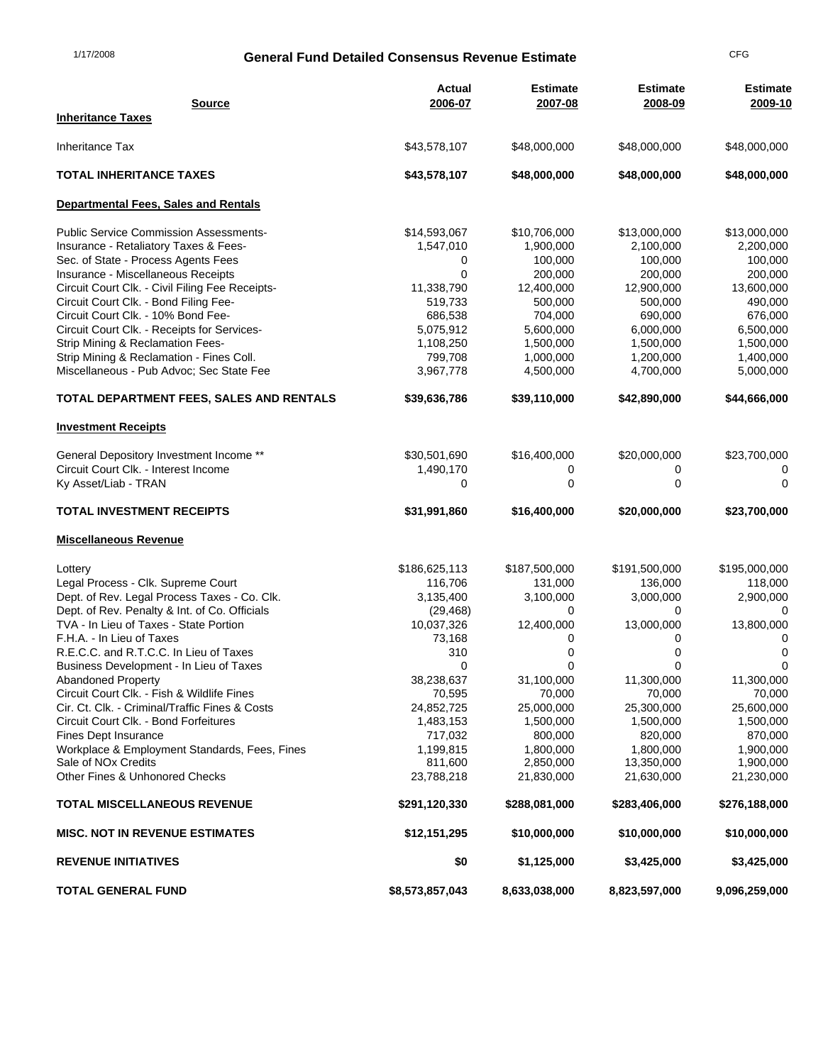1/17/2008

# General Fund Detailed Consensus Revenue Estimate

CFG

| Source | Actual 2006-07 | Estimate 2007-08 | Estimate 2008-09 | Estimate 2009-10 |
|---|---|---|---|---|
| **Inheritance Taxes** | | | | |
| Inheritance Tax | $43,578,107 | $48,000,000 | $48,000,000 | $48,000,000 |
| **TOTAL INHERITANCE TAXES** | **$43,578,107** | **$48,000,000** | **$48,000,000** | **$48,000,000** |
| **Departmental Fees, Sales and Rentals** | | | | |
| Public Service Commission Assessments- | $14,593,067 | $10,706,000 | $13,000,000 | $13,000,000 |
| Insurance - Retaliatory Taxes & Fees- | 1,547,010 | 1,900,000 | 2,100,000 | 2,200,000 |
| Sec. of State - Process Agents Fees | 0 | 100,000 | 100,000 | 100,000 |
| Insurance - Miscellaneous Receipts | 0 | 200,000 | 200,000 | 200,000 |
| Circuit Court Clk. - Civil Filing Fee Receipts- | 11,338,790 | 12,400,000 | 12,900,000 | 13,600,000 |
| Circuit Court Clk. - Bond Filing Fee- | 519,733 | 500,000 | 500,000 | 490,000 |
| Circuit Court Clk. - 10% Bond Fee- | 686,538 | 704,000 | 690,000 | 676,000 |
| Circuit Court Clk. - Receipts for Services- | 5,075,912 | 5,600,000 | 6,000,000 | 6,500,000 |
| Strip Mining & Reclamation Fees- | 1,108,250 | 1,500,000 | 1,500,000 | 1,500,000 |
| Strip Mining & Reclamation - Fines Coll. | 799,708 | 1,000,000 | 1,200,000 | 1,400,000 |
| Miscellaneous - Pub Advoc; Sec State Fee | 3,967,778 | 4,500,000 | 4,700,000 | 5,000,000 |
| **TOTAL DEPARTMENT FEES, SALES AND RENTALS** | **$39,636,786** | **$39,110,000** | **$42,890,000** | **$44,666,000** |
| **Investment Receipts** | | | | |
| General Depository Investment Income ** | $30,501,690 | $16,400,000 | $20,000,000 | $23,700,000 |
| Circuit Court Clk. - Interest Income | 1,490,170 | 0 | 0 | 0 |
| Ky Asset/Liab - TRAN | 0 | 0 | 0 | 0 |
| **TOTAL INVESTMENT RECEIPTS** | **$31,991,860** | **$16,400,000** | **$20,000,000** | **$23,700,000** |
| **Miscellaneous Revenue** | | | | |
| Lottery | $186,625,113 | $187,500,000 | $191,500,000 | $195,000,000 |
| Legal Process - Clk. Supreme Court | 116,706 | 131,000 | 136,000 | 118,000 |
| Dept. of Rev. Legal Process Taxes - Co. Clk. | 3,135,400 | 3,100,000 | 3,000,000 | 2,900,000 |
| Dept. of Rev. Penalty & Int. of Co. Officials | (29,468) | 0 | 0 | 0 |
| TVA - In Lieu of Taxes - State Portion | 10,037,326 | 12,400,000 | 13,000,000 | 13,800,000 |
| F.H.A. - In Lieu of Taxes | 73,168 | 0 | 0 | 0 |
| R.E.C.C. and R.T.C.C. In Lieu of Taxes | 310 | 0 | 0 | 0 |
| Business Development - In Lieu of Taxes | 0 | 0 | 0 | 0 |
| Abandoned Property | 38,238,637 | 31,100,000 | 11,300,000 | 11,300,000 |
| Circuit Court Clk. - Fish & Wildlife Fines | 70,595 | 70,000 | 70,000 | 70,000 |
| Cir. Ct. Clk. - Criminal/Traffic Fines & Costs | 24,852,725 | 25,000,000 | 25,300,000 | 25,600,000 |
| Circuit Court Clk. - Bond Forfeitures | 1,483,153 | 1,500,000 | 1,500,000 | 1,500,000 |
| Fines Dept Insurance | 717,032 | 800,000 | 820,000 | 870,000 |
| Workplace & Employment Standards, Fees, Fines | 1,199,815 | 1,800,000 | 1,800,000 | 1,900,000 |
| Sale of NOx Credits | 811,600 | 2,850,000 | 13,350,000 | 1,900,000 |
| Other Fines & Unhonored Checks | 23,788,218 | 21,830,000 | 21,630,000 | 21,230,000 |
| **TOTAL MISCELLANEOUS REVENUE** | **$291,120,330** | **$288,081,000** | **$283,406,000** | **$276,188,000** |
| **MISC. NOT IN REVENUE ESTIMATES** | **$12,151,295** | **$10,000,000** | **$10,000,000** | **$10,000,000** |
| **REVENUE INITIATIVES** | **$0** | **$1,125,000** | **$3,425,000** | **$3,425,000** |
| **TOTAL GENERAL FUND** | **$8,573,857,043** | **8,633,038,000** | **8,823,597,000** | **9,096,259,000** |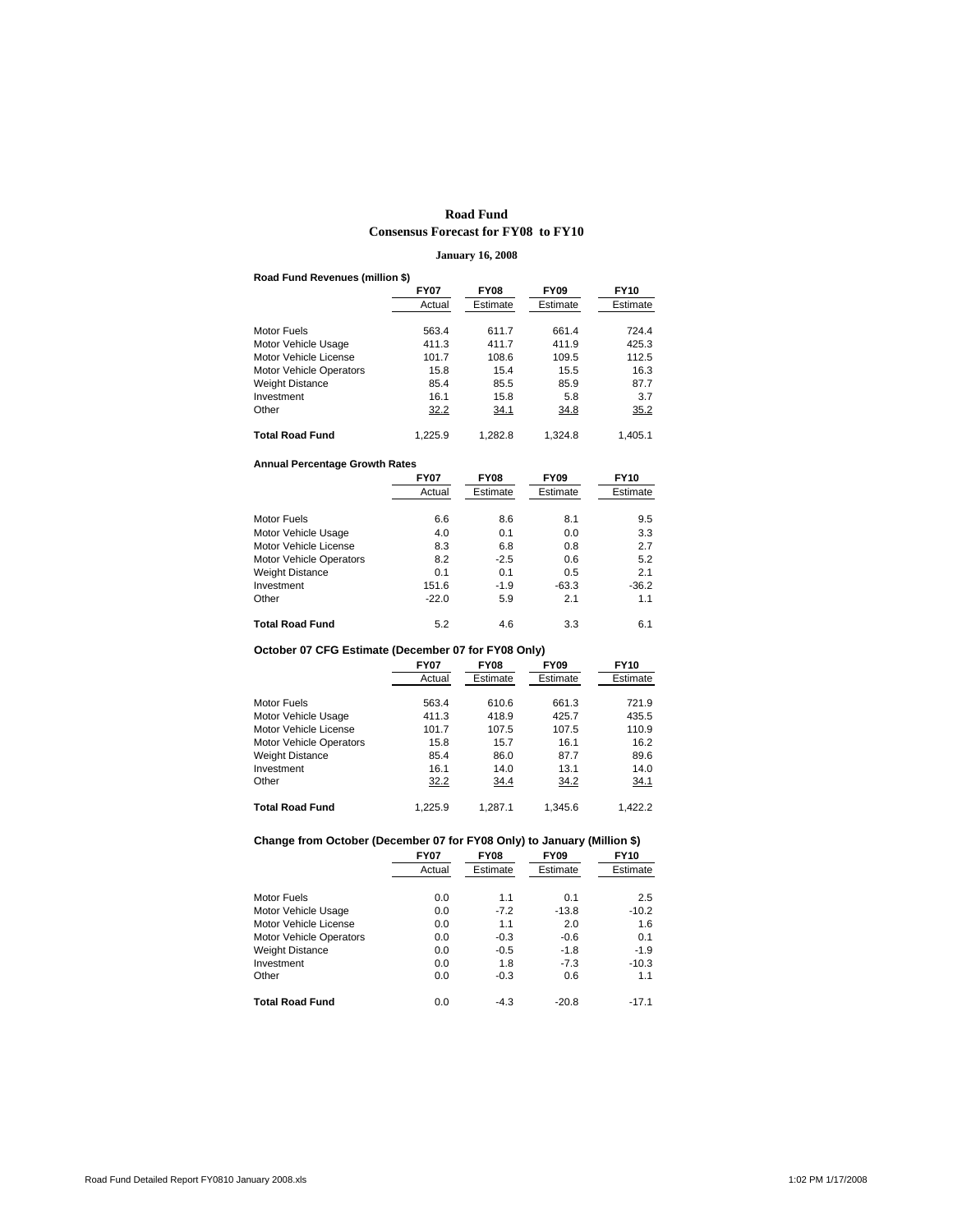# Road Fund

## Consensus Forecast for FY08 to FY10

**January 16, 2008**

**Road Fund Revenues (million $)**

| | FY07 Actual | FY08 Estimate | FY09 Estimate | FY10 Estimate |
|---|---|---|---|---|
| Motor Fuels | 563.4 | 611.7 | 661.4 | 724.4 |
| Motor Vehicle Usage | 411.3 | 411.7 | 411.9 | 425.3 |
| Motor Vehicle License | 101.7 | 108.6 | 109.5 | 112.5 |
| Motor Vehicle Operators | 15.8 | 15.4 | 15.5 | 16.3 |
| Weight Distance | 85.4 | 85.5 | 85.9 | 87.7 |
| Investment | 16.1 | 15.8 | 5.8 | 3.7 |
| Other | 32.2 | 34.1 | 34.8 | 35.2 |
| **Total Road Fund** | 1,225.9 | 1,282.8 | 1,324.8 | 1,405.1 |

**Annual Percentage Growth Rates**

| | FY07 Actual | FY08 Estimate | FY09 Estimate | FY10 Estimate |
|---|---|---|---|---|
| Motor Fuels | 6.6 | 8.6 | 8.1 | 9.5 |
| Motor Vehicle Usage | 4.0 | 0.1 | 0.0 | 3.3 |
| Motor Vehicle License | 8.3 | 6.8 | 0.8 | 2.7 |
| Motor Vehicle Operators | 8.2 | -2.5 | 0.6 | 5.2 |
| Weight Distance | 0.1 | 0.1 | 0.5 | 2.1 |
| Investment | 151.6 | -1.9 | -63.3 | -36.2 |
| Other | -22.0 | 5.9 | 2.1 | 1.1 |
| **Total Road Fund** | 5.2 | 4.6 | 3.3 | 6.1 |

**October 07 CFG Estimate (December 07 for FY08 Only)**

| | FY07 Actual | FY08 Estimate | FY09 Estimate | FY10 Estimate |
|---|---|---|---|---|
| Motor Fuels | 563.4 | 610.6 | 661.3 | 721.9 |
| Motor Vehicle Usage | 411.3 | 418.9 | 425.7 | 435.5 |
| Motor Vehicle License | 101.7 | 107.5 | 107.5 | 110.9 |
| Motor Vehicle Operators | 15.8 | 15.7 | 16.1 | 16.2 |
| Weight Distance | 85.4 | 86.0 | 87.7 | 89.6 |
| Investment | 16.1 | 14.0 | 13.1 | 14.0 |
| Other | 32.2 | 34.4 | 34.2 | 34.1 |
| **Total Road Fund** | 1,225.9 | 1,287.1 | 1,345.6 | 1,422.2 |

**Change from October (December 07 for FY08 Only) to January (Million $)**

| | FY07 Actual | FY08 Estimate | FY09 Estimate | FY10 Estimate |
|---|---|---|---|---|
| Motor Fuels | 0.0 | 1.1 | 0.1 | 2.5 |
| Motor Vehicle Usage | 0.0 | -7.2 | -13.8 | -10.2 |
| Motor Vehicle License | 0.0 | 1.1 | 2.0 | 1.6 |
| Motor Vehicle Operators | 0.0 | -0.3 | -0.6 | 0.1 |
| Weight Distance | 0.0 | -0.5 | -1.8 | -1.9 |
| Investment | 0.0 | 1.8 | -7.3 | -10.3 |
| Other | 0.0 | -0.3 | 0.6 | 1.1 |
| **Total Road Fund** | 0.0 | -4.3 | -20.8 | -17.1 |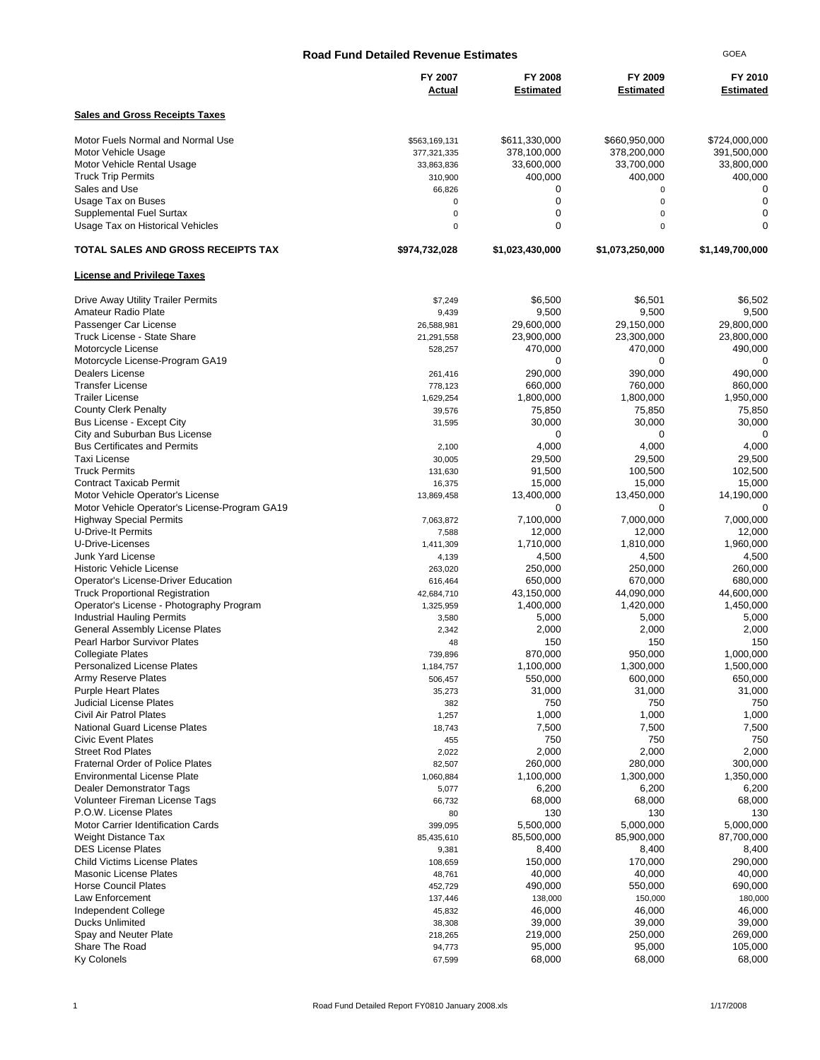# Road Fund Detailed Revenue Estimates

GOEA

| | FY 2007 Actual | FY 2008 Estimated | FY 2009 Estimated | FY 2010 Estimated |
|---|---|---|---|---|
| **Sales and Gross Receipts Taxes** | | | | |
| Motor Fuels Normal and Normal Use | $563,169,131 | $611,330,000 | $660,950,000 | $724,000,000 |
| Motor Vehicle Usage | 377,321,335 | 378,100,000 | 378,200,000 | 391,500,000 |
| Motor Vehicle Rental Usage | 33,863,836 | 33,600,000 | 33,700,000 | 33,800,000 |
| Truck Trip Permits | 310,900 | 400,000 | 400,000 | 400,000 |
| Sales and Use | 66,826 | 0 | 0 | 0 |
| Usage Tax on Buses | 0 | 0 | 0 | 0 |
| Supplemental Fuel Surtax | 0 | 0 | 0 | 0 |
| Usage Tax on Historical Vehicles | 0 | 0 | 0 | 0 |
| **TOTAL SALES AND GROSS RECEIPTS TAX** | **$974,732,028** | **$1,023,430,000** | **$1,073,250,000** | **$1,149,700,000** |
| **License and Privilege Taxes** | | | | |
| Drive Away Utility Trailer Permits | $7,249 | $6,500 | $6,501 | $6,502 |
| Amateur Radio Plate | 9,439 | 9,500 | 9,500 | 9,500 |
| Passenger Car License | 26,588,981 | 29,600,000 | 29,150,000 | 29,800,000 |
| Truck License - State Share | 21,291,558 | 23,900,000 | 23,300,000 | 23,800,000 |
| Motorcycle License | 528,257 | 470,000 | 470,000 | 490,000 |
| Motorcycle License-Program GA19 | | 0 | 0 | 0 |
| Dealers License | 261,416 | 290,000 | 390,000 | 490,000 |
| Transfer License | 778,123 | 660,000 | 760,000 | 860,000 |
| Trailer License | 1,629,254 | 1,800,000 | 1,800,000 | 1,950,000 |
| County Clerk Penalty | 39,576 | 75,850 | 75,850 | 75,850 |
| Bus License - Except City | 31,595 | 30,000 | 30,000 | 30,000 |
| City and Suburban Bus License | | 0 | 0 | 0 |
| Bus Certificates and Permits | 2,100 | 4,000 | 4,000 | 4,000 |
| Taxi License | 30,005 | 29,500 | 29,500 | 29,500 |
| Truck Permits | 131,630 | 91,500 | 100,500 | 102,500 |
| Contract Taxicab Permit | 16,375 | 15,000 | 15,000 | 15,000 |
| Motor Vehicle Operator's License | 13,869,458 | 13,400,000 | 13,450,000 | 14,190,000 |
| Motor Vehicle Operator's License-Program GA19 | | 0 | 0 | 0 |
| Highway Special Permits | 7,063,872 | 7,100,000 | 7,000,000 | 7,000,000 |
| U-Drive-It Permits | 7,588 | 12,000 | 12,000 | 12,000 |
| U-Drive-Licenses | 1,411,309 | 1,710,000 | 1,810,000 | 1,960,000 |
| Junk Yard License | 4,139 | 4,500 | 4,500 | 4,500 |
| Historic Vehicle License | 263,020 | 250,000 | 250,000 | 260,000 |
| Operator's License-Driver Education | 616,464 | 650,000 | 670,000 | 680,000 |
| Truck Proportional Registration | 42,684,710 | 43,150,000 | 44,090,000 | 44,600,000 |
| Operator's License - Photography Program | 1,325,959 | 1,400,000 | 1,420,000 | 1,450,000 |
| Industrial Hauling Permits | 3,580 | 5,000 | 5,000 | 5,000 |
| General Assembly License Plates | 2,342 | 2,000 | 2,000 | 2,000 |
| Pearl Harbor Survivor Plates | 48 | 150 | 150 | 150 |
| Collegiate Plates | 739,896 | 870,000 | 950,000 | 1,000,000 |
| Personalized License Plates | 1,184,757 | 1,100,000 | 1,300,000 | 1,500,000 |
| Army Reserve Plates | 506,457 | 550,000 | 600,000 | 650,000 |
| Purple Heart Plates | 35,273 | 31,000 | 31,000 | 31,000 |
| Judicial License Plates | 382 | 750 | 750 | 750 |
| Civil Air Patrol Plates | 1,257 | 1,000 | 1,000 | 1,000 |
| National Guard License Plates | 18,743 | 7,500 | 7,500 | 7,500 |
| Civic Event Plates | 455 | 750 | 750 | 750 |
| Street Rod Plates | 2,022 | 2,000 | 2,000 | 2,000 |
| Fraternal Order of Police Plates | 82,507 | 260,000 | 280,000 | 300,000 |
| Environmental License Plate | 1,060,884 | 1,100,000 | 1,300,000 | 1,350,000 |
| Dealer Demonstrator Tags | 5,077 | 6,200 | 6,200 | 6,200 |
| Volunteer Fireman License Tags | 66,732 | 68,000 | 68,000 | 68,000 |
| P.O.W. License Plates | 80 | 130 | 130 | 130 |
| Motor Carrier Identification Cards | 399,095 | 5,500,000 | 5,000,000 | 5,000,000 |
| Weight Distance Tax | 85,435,610 | 85,500,000 | 85,900,000 | 87,700,000 |
| DES License Plates | 9,381 | 8,400 | 8,400 | 8,400 |
| Child Victims License Plates | 108,659 | 150,000 | 170,000 | 290,000 |
| Masonic License Plates | 48,761 | 40,000 | 40,000 | 40,000 |
| Horse Council Plates | 452,729 | 490,000 | 550,000 | 690,000 |
| Law Enforcement | 137,446 | 138,000 | 150,000 | 180,000 |
| Independent College | 45,832 | 46,000 | 46,000 | 46,000 |
| Ducks Unlimited | 38,308 | 39,000 | 39,000 | 39,000 |
| Spay and Neuter Plate | 218,265 | 219,000 | 250,000 | 269,000 |
| Share The Road | 94,773 | 95,000 | 95,000 | 105,000 |
| Ky Colonels | 67,599 | 68,000 | 68,000 | 68,000 |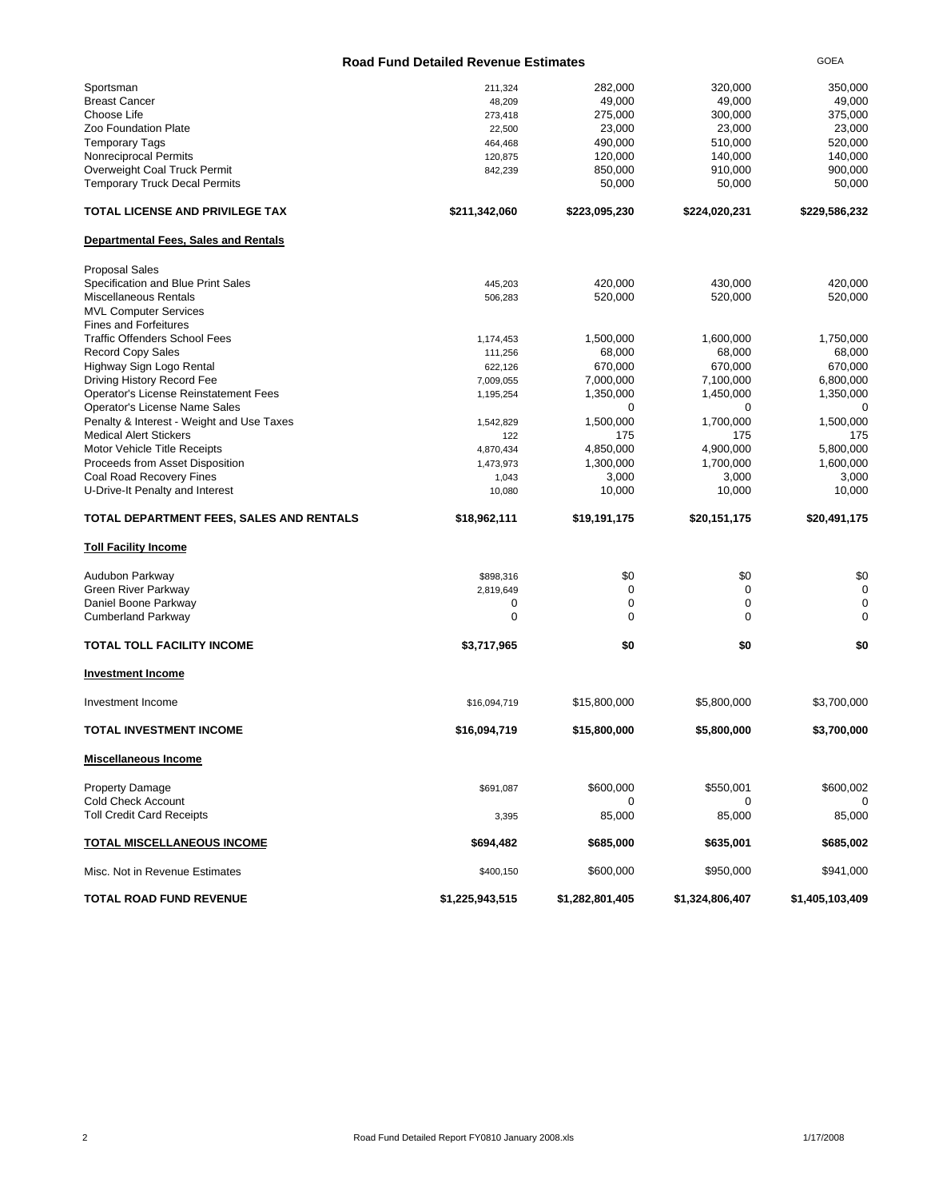## Road Fund Detailed Revenue Estimates

| | | | | |
|---|---|---|---|---|
| Sportsman | 211,324 | 282,000 | 320,000 | 350,000 |
| Breast Cancer | 48,209 | 49,000 | 49,000 | 49,000 |
| Choose Life | 273,418 | 275,000 | 300,000 | 375,000 |
| Zoo Foundation Plate | 22,500 | 23,000 | 23,000 | 23,000 |
| Temporary Tags | 464,468 | 490,000 | 510,000 | 520,000 |
| Nonreciprocal Permits | 120,875 | 120,000 | 140,000 | 140,000 |
| Overweight Coal Truck Permit | 842,239 | 850,000 | 910,000 | 900,000 |
| Temporary Truck Decal Permits | | 50,000 | 50,000 | 50,000 |
| **TOTAL LICENSE AND PRIVILEGE TAX** | **$211,342,060** | **$223,095,230** | **$224,020,231** | **$229,586,232** |
| **Departmental Fees, Sales and Rentals** | | | | |
| Proposal Sales | | | | |
| Specification and Blue Print Sales | 445,203 | 420,000 | 430,000 | 420,000 |
| Miscellaneous Rentals | 506,283 | 520,000 | 520,000 | 520,000 |
| MVL Computer Services | | | | |
| Fines and Forfeitures | | | | |
| Traffic Offenders School Fees | 1,174,453 | 1,500,000 | 1,600,000 | 1,750,000 |
| Record Copy Sales | 111,256 | 68,000 | 68,000 | 68,000 |
| Highway Sign Logo Rental | 622,126 | 670,000 | 670,000 | 670,000 |
| Driving History Record Fee | 7,009,055 | 7,000,000 | 7,100,000 | 6,800,000 |
| Operator's License Reinstatement Fees | 1,195,254 | 1,350,000 | 1,450,000 | 1,350,000 |
| Operator's License Name Sales | | 0 | 0 | 0 |
| Penalty & Interest - Weight and Use Taxes | 1,542,829 | 1,500,000 | 1,700,000 | 1,500,000 |
| Medical Alert Stickers | 122 | 175 | 175 | 175 |
| Motor Vehicle Title Receipts | 4,870,434 | 4,850,000 | 4,900,000 | 5,800,000 |
| Proceeds from Asset Disposition | 1,473,973 | 1,300,000 | 1,700,000 | 1,600,000 |
| Coal Road Recovery Fines | 1,043 | 3,000 | 3,000 | 3,000 |
| U-Drive-It Penalty and Interest | 10,080 | 10,000 | 10,000 | 10,000 |
| **TOTAL DEPARTMENT FEES, SALES AND RENTALS** | **$18,962,111** | **$19,191,175** | **$20,151,175** | **$20,491,175** |
| **Toll Facility Income** | | | | |
| Audubon Parkway | $898,316 | $0 | $0 | $0 |
| Green River Parkway | 2,819,649 | 0 | 0 | 0 |
| Daniel Boone Parkway | 0 | 0 | 0 | 0 |
| Cumberland Parkway | 0 | 0 | 0 | 0 |
| **TOTAL TOLL FACILITY INCOME** | **$3,717,965** | **$0** | **$0** | **$0** |
| **Investment Income** | | | | |
| Investment Income | $16,094,719 | $15,800,000 | $5,800,000 | $3,700,000 |
| **TOTAL INVESTMENT INCOME** | **$16,094,719** | **$15,800,000** | **$5,800,000** | **$3,700,000** |
| **Miscellaneous Income** | | | | |
| Property Damage | $691,087 | $600,000 | $550,001 | $600,002 |
| Cold Check Account | | 0 | 0 | 0 |
| Toll Credit Card Receipts | 3,395 | 85,000 | 85,000 | 85,000 |
| **TOTAL MISCELLANEOUS INCOME** | **$694,482** | **$685,000** | **$635,001** | **$685,002** |
| Misc. Not in Revenue Estimates | $400,150 | $600,000 | $950,000 | $941,000 |
| **TOTAL ROAD FUND REVENUE** | **$1,225,943,515** | **$1,282,801,405** | **$1,324,806,407** | **$1,405,103,409** |